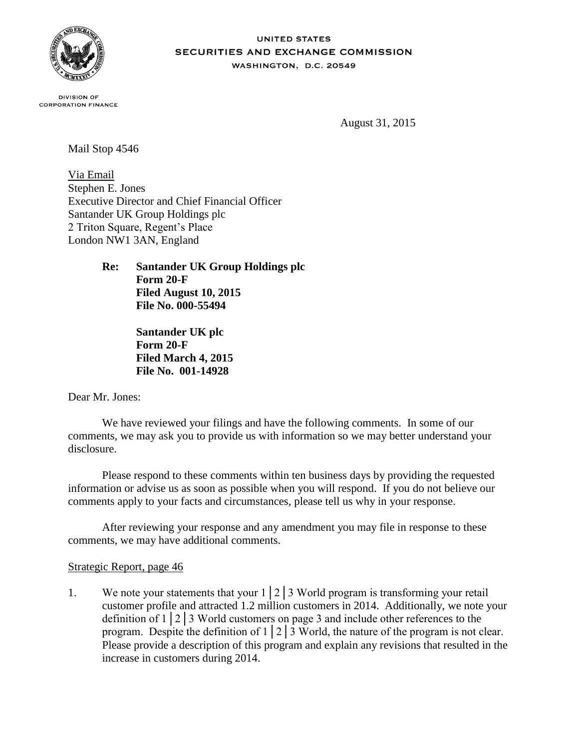UNITED STATES
SECURITIES AND EXCHANGE COMMISSION
WASHINGTON, D.C. 20549

DIVISION OF
CORPORATION FINANCE

August 31, 2015

Mail Stop 4546

Via Email
Stephen E. Jones
Executive Director and Chief Financial Officer
Santander UK Group Holdings plc
2 Triton Square, Regent's Place
London NW1 3AN, England

> **Re: Santander UK Group Holdings plc**
> **Form 20-F**
> **Filed August 10, 2015**
> **File No. 000-55494**
>
> **Santander UK plc**
> **Form 20-F**
> **Filed March 4, 2015**
> **File No. 001-14928**

Dear Mr. Jones:

We have reviewed your filings and have the following comments. In some of our comments, we may ask you to provide us with information so we may better understand your disclosure.

Please respond to these comments within ten business days by providing the requested information or advise us as soon as possible when you will respond. If you do not believe our comments apply to your facts and circumstances, please tell us why in your response.

After reviewing your response and any amendment you may file in response to these comments, we may have additional comments.

Strategic Report, page 46

1. We note your statements that your 1│2│3 World program is transforming your retail customer profile and attracted 1.2 million customers in 2014. Additionally, we note your definition of 1│2│3 World customers on page 3 and include other references to the program. Despite the definition of 1│2│3 World, the nature of the program is not clear. Please provide a description of this program and explain any revisions that resulted in the increase in customers during 2014.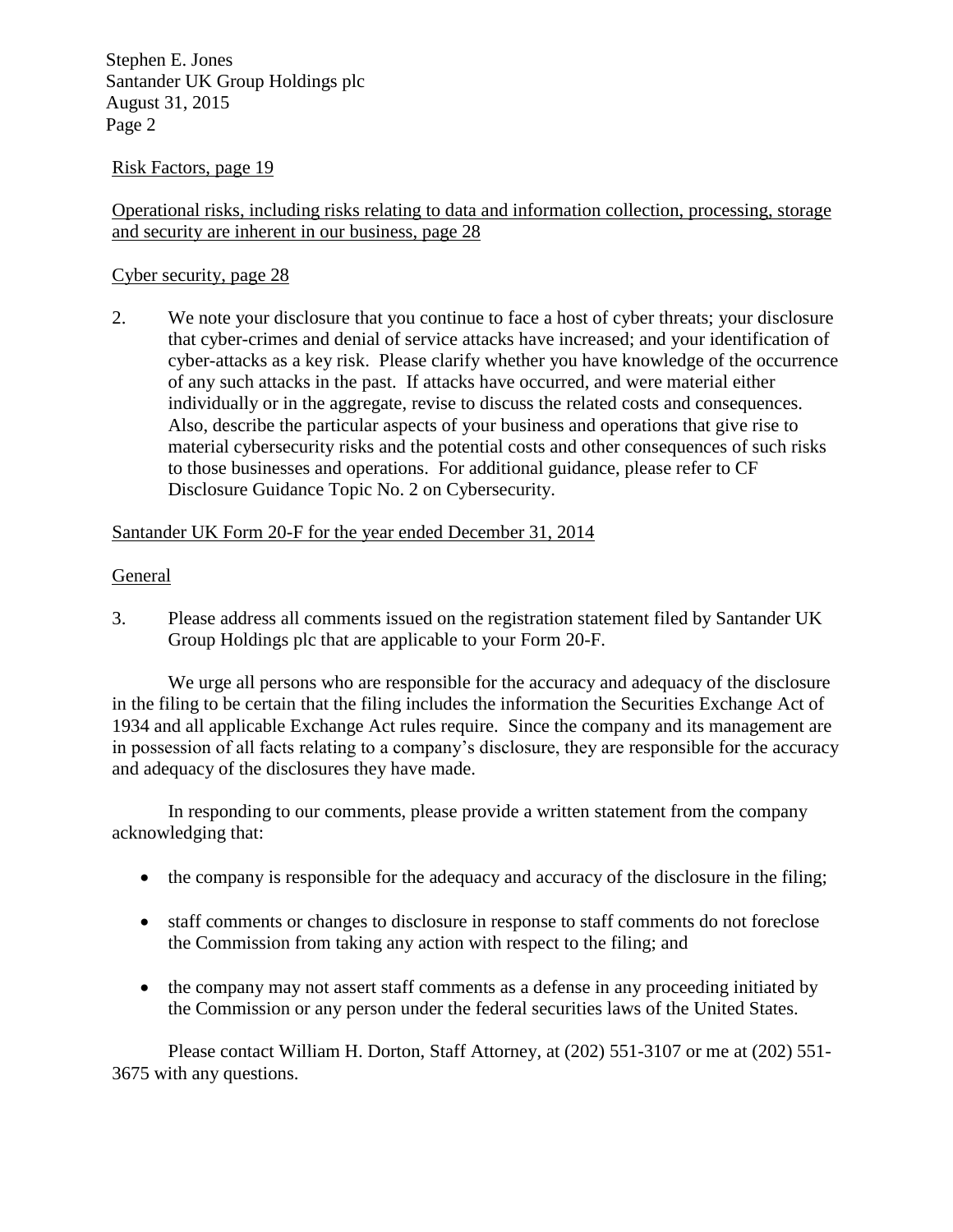Risk Factors, page 19

Operational risks, including risks relating to data and information collection, processing, storage and security are inherent in our business, page 28

Cyber security, page 28

2. We note your disclosure that you continue to face a host of cyber threats; your disclosure that cyber-crimes and denial of service attacks have increased; and your identification of cyber-attacks as a key risk. Please clarify whether you have knowledge of the occurrence of any such attacks in the past. If attacks have occurred, and were material either individually or in the aggregate, revise to discuss the related costs and consequences. Also, describe the particular aspects of your business and operations that give rise to material cybersecurity risks and the potential costs and other consequences of such risks to those businesses and operations. For additional guidance, please refer to CF Disclosure Guidance Topic No. 2 on Cybersecurity.

Santander UK Form 20-F for the year ended December 31, 2014

General

3. Please address all comments issued on the registration statement filed by Santander UK Group Holdings plc that are applicable to your Form 20-F.

We urge all persons who are responsible for the accuracy and adequacy of the disclosure in the filing to be certain that the filing includes the information the Securities Exchange Act of 1934 and all applicable Exchange Act rules require. Since the company and its management are in possession of all facts relating to a company's disclosure, they are responsible for the accuracy and adequacy of the disclosures they have made.

In responding to our comments, please provide a written statement from the company acknowledging that:

- the company is responsible for the adequacy and accuracy of the disclosure in the filing;
- staff comments or changes to disclosure in response to staff comments do not foreclose the Commission from taking any action with respect to the filing; and
- the company may not assert staff comments as a defense in any proceeding initiated by the Commission or any person under the federal securities laws of the United States.

Please contact William H. Dorton, Staff Attorney, at (202) 551-3107 or me at (202) 551-3675 with any questions.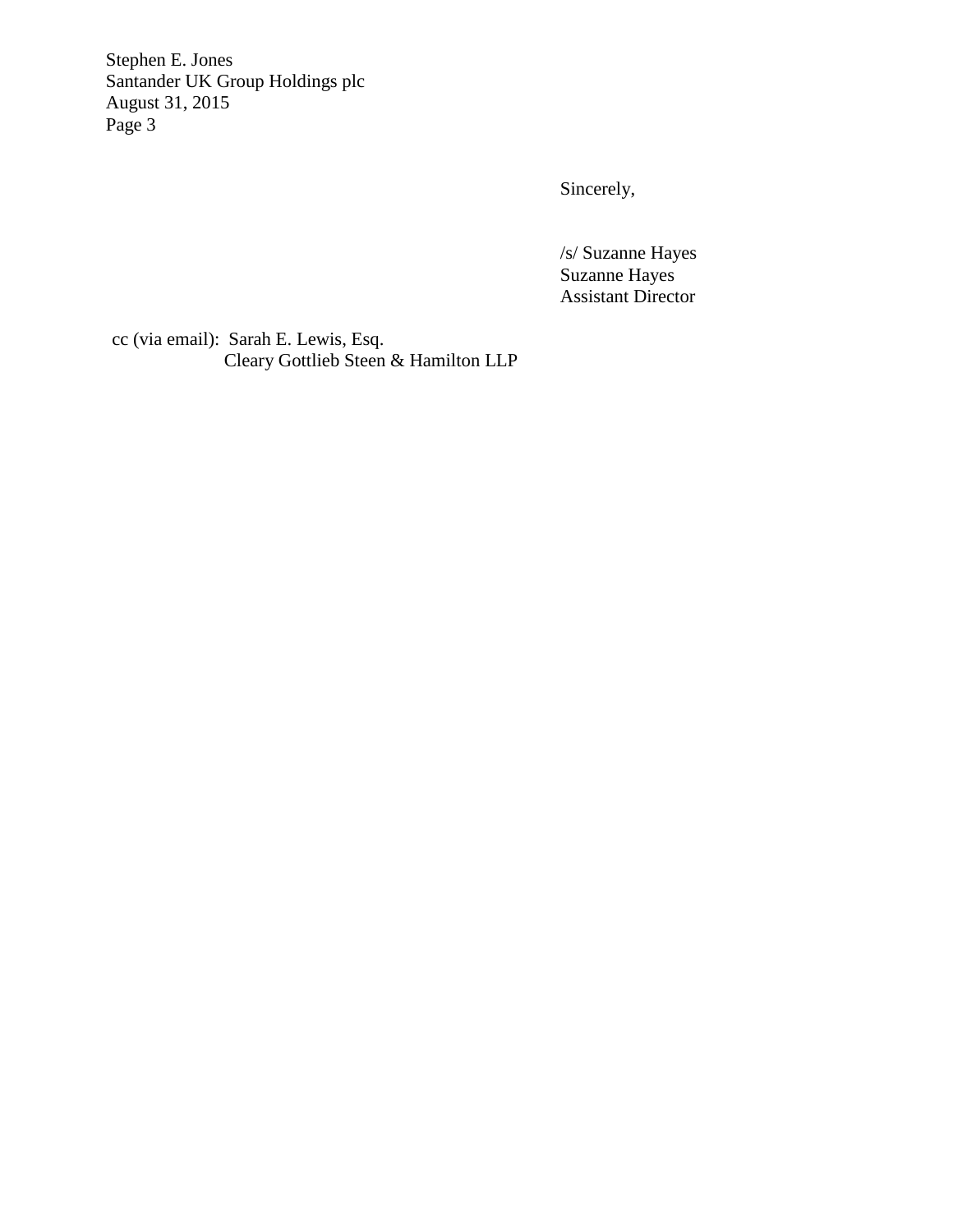Sincerely,

/s/ Suzanne Hayes
Suzanne Hayes
Assistant Director

cc (via email): Sarah E. Lewis, Esq.
Cleary Gottlieb Steen & Hamilton LLP